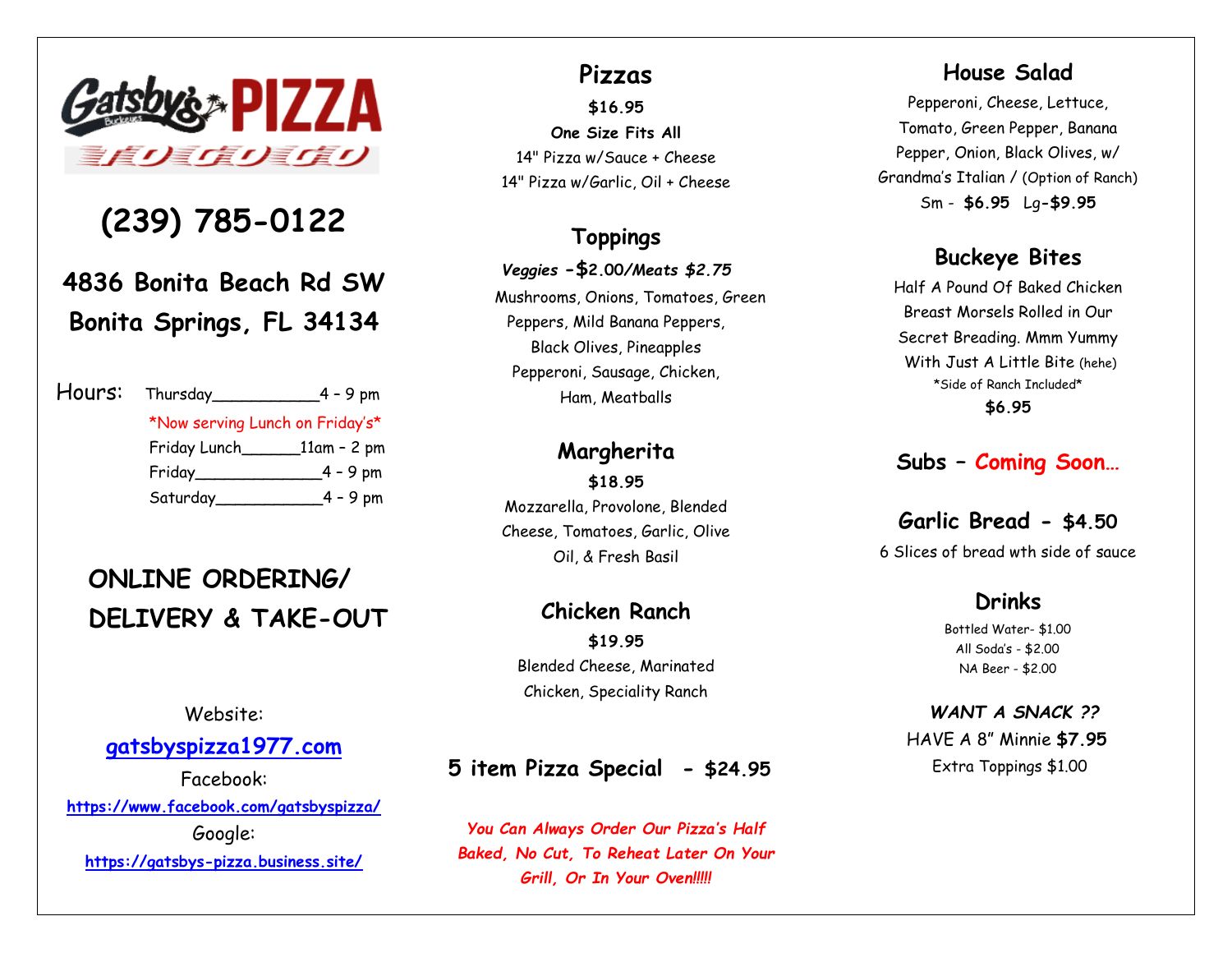# Gatsby's PIZZA

## (239) 785-0122

## 4836 Bonita Beach Rd SW
## Bonita Springs, FL 34134

Hours: Thursday____________4 – 9 pm

*Now serving Lunch on Friday's*

Friday Lunch______11am – 2 pm

Friday______________4 – 9 pm

Saturday____________4 – 9 pm

## ONLINE ORDERING/ DELIVERY & TAKE-OUT

Website:

**gatsbyspizza1977.com**

Facebook:

**https://www.facebook.com/gatsbyspizza/**

Google:

**https://gatsbys-pizza.business.site/**

## Pizzas

**$16.95**

**One Size Fits All**

14" Pizza w/Sauce + Cheese

14" Pizza w/Garlic, Oil + Cheese

## Toppings

***Veggies* -$2.00/*Meats $2.75***

Mushrooms, Onions, Tomatoes, Green Peppers, Mild Banana Peppers, Black Olives, Pineapples

Pepperoni, Sausage, Chicken, Ham, Meatballs

## Margherita

**$18.95**

Mozzarella, Provolone, Blended Cheese, Tomatoes, Garlic, Olive Oil, & Fresh Basil

## Chicken Ranch

**$19.95**

Blended Cheese, Marinated Chicken, Speciality Ranch

## 5 item Pizza Special - $24.95

***You Can Always Order Our Pizza's Half Baked, No Cut, To Reheat Later On Your Grill, Or In Your Oven!!!!!***

## House Salad

Pepperoni, Cheese, Lettuce, Tomato, Green Pepper, Banana Pepper, Onion, Black Olives, w/ Grandma's Italian / (Option of Ranch)

Sm - **$6.95** Lg-**$9.95**

## Buckeye Bites

Half A Pound Of Baked Chicken Breast Morsels Rolled in Our Secret Breading. Mmm Yummy With Just A Little Bite (hehe)

*Side of Ranch Included*

**$6.95**

## Subs – Coming Soon…

## Garlic Bread - $4.50

6 Slices of bread wth side of sauce

## Drinks

Bottled Water- $1.00

All Soda's - $2.00

NA Beer - $2.00

***WANT A SNACK ??***

HAVE A 8" Minnie **$7.95**

Extra Toppings $1.00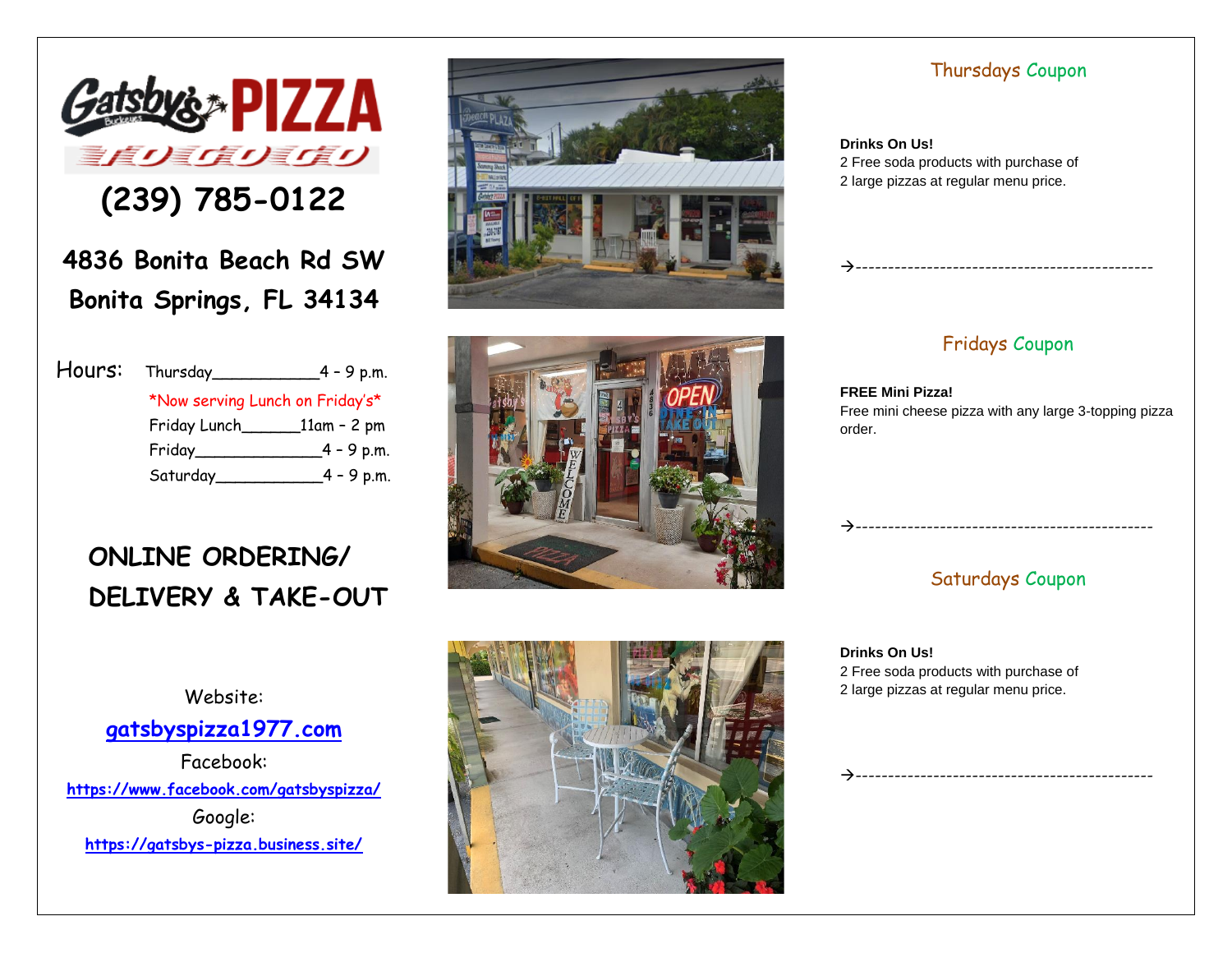# Gatsby's PIZZA

## (239) 785-0122

## 4836 Bonita Beach Rd SW
## Bonita Springs, FL 34134

Hours:

| | |
|---|---|
| Thursday | 4 – 9 p.m. |

*Now serving Lunch on Friday's*

| | |
|---|---|
| Friday Lunch | 11am – 2 pm |
| Friday | 4 – 9 p.m. |
| Saturday | 4 – 9 p.m. |

## ONLINE ORDERING/ DELIVERY & TAKE-OUT

Website:

gatsbyspizza1977.com

Facebook:

https://www.facebook.com/gatsbyspizza/

Google:

https://gatsbys-pizza.business.site/

## Thursdays Coupon

**Drinks On Us!**
2 Free soda products with purchase of
2 large pizzas at regular menu price.

→---------------------------------------------

## Fridays Coupon

**FREE Mini Pizza!**
Free mini cheese pizza with any large 3-topping pizza order.

→---------------------------------------------

## Saturdays Coupon

**Drinks On Us!**
2 Free soda products with purchase of
2 large pizzas at regular menu price.

→---------------------------------------------